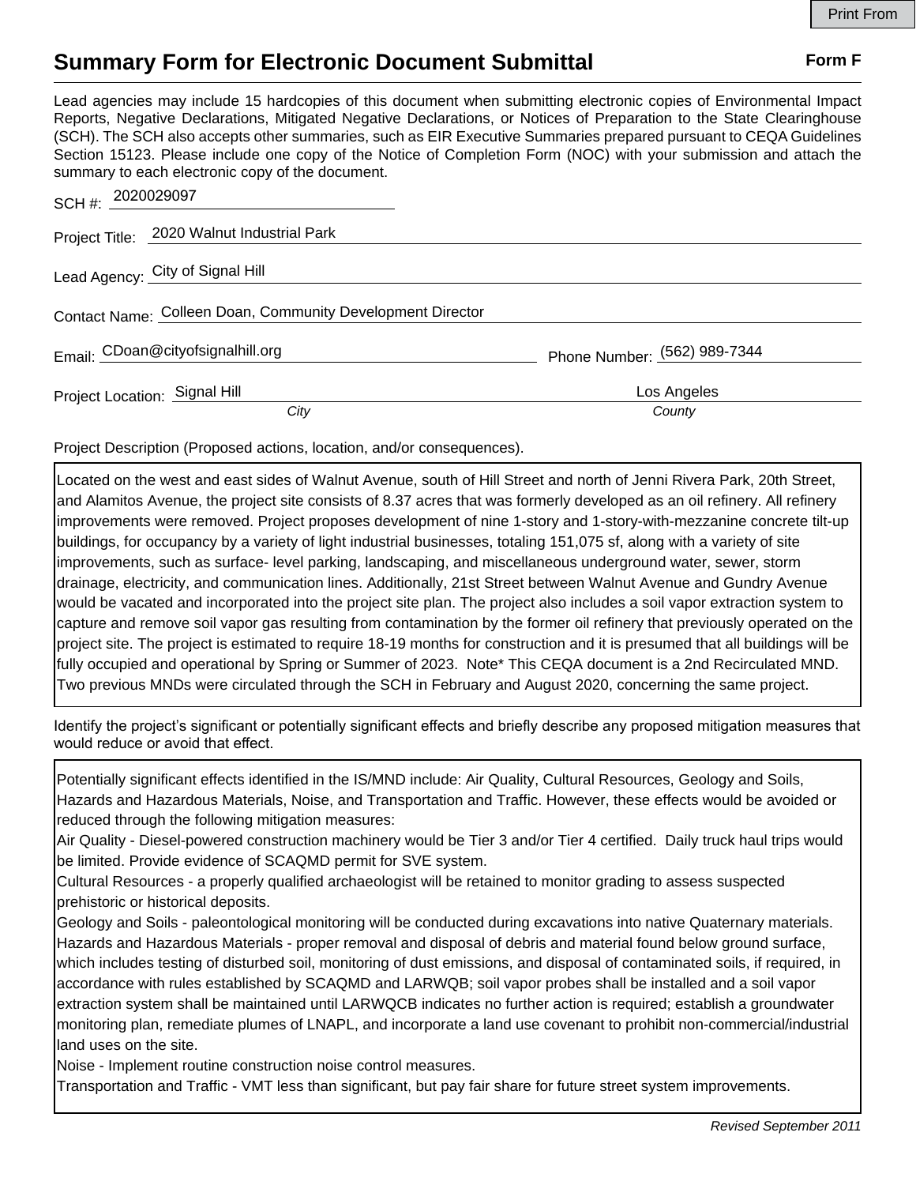# Summary Form for Electronic Document Submittal

**Form F**

Lead agencies may include 15 hardcopies of this document when submitting electronic copies of Environmental Impact Reports, Negative Declarations, Mitigated Negative Declarations, or Notices of Preparation to the State Clearinghouse (SCH). The SCH also accepts other summaries, such as EIR Executive Summaries prepared pursuant to CEQA Guidelines Section 15123. Please include one copy of the Notice of Completion Form (NOC) with your submission and attach the summary to each electronic copy of the document.

SCH #: 2020029097

Project Title: 2020 Walnut Industrial Park

Lead Agency: City of Signal Hill

Contact Name: Colleen Doan, Community Development Director

Email: CDoan@cityofsignalhill.org

Phone Number: (562) 989-7344

Project Location: Signal Hill (City), Los Angeles (County)

Project Description (Proposed actions, location, and/or consequences).

Located on the west and east sides of Walnut Avenue, south of Hill Street and north of Jenni Rivera Park, 20th Street, and Alamitos Avenue, the project site consists of 8.37 acres that was formerly developed as an oil refinery. All refinery improvements were removed. Project proposes development of nine 1-story and 1-story-with-mezzanine concrete tilt-up buildings, for occupancy by a variety of light industrial businesses, totaling 151,075 sf, along with a variety of site improvements, such as surface- level parking, landscaping, and miscellaneous underground water, sewer, storm drainage, electricity, and communication lines. Additionally, 21st Street between Walnut Avenue and Gundry Avenue would be vacated and incorporated into the project site plan. The project also includes a soil vapor extraction system to capture and remove soil vapor gas resulting from contamination by the former oil refinery that previously operated on the project site. The project is estimated to require 18-19 months for construction and it is presumed that all buildings will be fully occupied and operational by Spring or Summer of 2023. Note* This CEQA document is a 2nd Recirculated MND. Two previous MNDs were circulated through the SCH in February and August 2020, concerning the same project.

Identify the project's significant or potentially significant effects and briefly describe any proposed mitigation measures that would reduce or avoid that effect.

Potentially significant effects identified in the IS/MND include: Air Quality, Cultural Resources, Geology and Soils, Hazards and Hazardous Materials, Noise, and Transportation and Traffic. However, these effects would be avoided or reduced through the following mitigation measures:

Air Quality - Diesel-powered construction machinery would be Tier 3 and/or Tier 4 certified. Daily truck haul trips would be limited. Provide evidence of SCAQMD permit for SVE system.

Cultural Resources - a properly qualified archaeologist will be retained to monitor grading to assess suspected prehistoric or historical deposits.

Geology and Soils - paleontological monitoring will be conducted during excavations into native Quaternary materials.

Hazards and Hazardous Materials - proper removal and disposal of debris and material found below ground surface, which includes testing of disturbed soil, monitoring of dust emissions, and disposal of contaminated soils, if required, in accordance with rules established by SCAQMD and LARWQB; soil vapor probes shall be installed and a soil vapor extraction system shall be maintained until LARWQCB indicates no further action is required; establish a groundwater monitoring plan, remediate plumes of LNAPL, and incorporate a land use covenant to prohibit non-commercial/industrial land uses on the site.

Noise - Implement routine construction noise control measures.

Transportation and Traffic - VMT less than significant, but pay fair share for future street system improvements.

*Revised September 2011*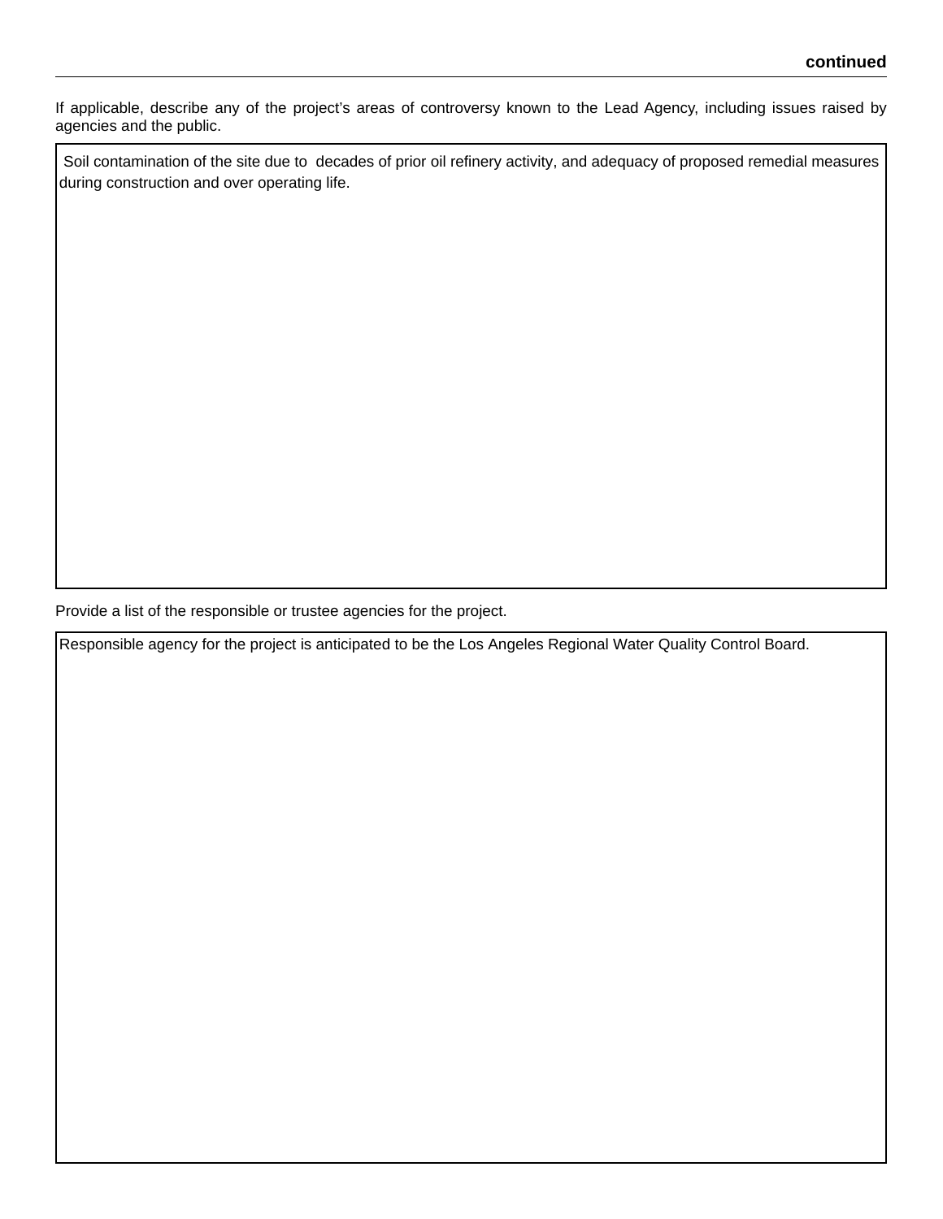**continued**

If applicable, describe any of the project's areas of controversy known to the Lead Agency, including issues raised by agencies and the public.

Soil contamination of the site due to decades of prior oil refinery activity, and adequacy of proposed remedial measures during construction and over operating life.

Provide a list of the responsible or trustee agencies for the project.

Responsible agency for the project is anticipated to be the Los Angeles Regional Water Quality Control Board.